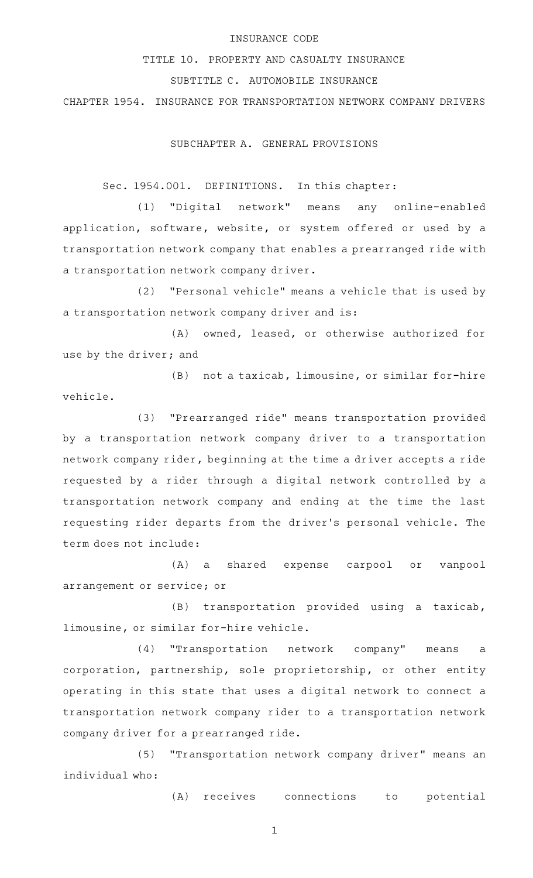# INSURANCE CODE

## TITLE 10. PROPERTY AND CASUALTY INSURANCE

## SUBTITLE C. AUTOMOBILE INSURANCE

## CHAPTER 1954. INSURANCE FOR TRANSPORTATION NETWORK COMPANY DRIVERS

### SUBCHAPTER A. GENERAL PROVISIONS

Sec. 1954.001. DEFINITIONS. In this chapter:

(1) "Digital network" means any online-enabled application, software, website, or system offered or used by a transportation network company that enables a prearranged ride with a transportation network company driver.

(2) "Personal vehicle" means a vehicle that is used by a transportation network company driver and is:

(A) owned, leased, or otherwise authorized for use by the driver; and

(B) not a taxicab, limousine, or similar for-hire vehicle.

(3) "Prearranged ride" means transportation provided by a transportation network company driver to a transportation network company rider, beginning at the time a driver accepts a ride requested by a rider through a digital network controlled by a transportation network company and ending at the time the last requesting rider departs from the driver's personal vehicle. The term does not include:

(A) a shared expense carpool or vanpool arrangement or service; or

(B) transportation provided using a taxicab, limousine, or similar for-hire vehicle.

(4) "Transportation network company" means a corporation, partnership, sole proprietorship, or other entity operating in this state that uses a digital network to connect a transportation network company rider to a transportation network company driver for a prearranged ride.

(5) "Transportation network company driver" means an individual who:

(A) receives connections to potential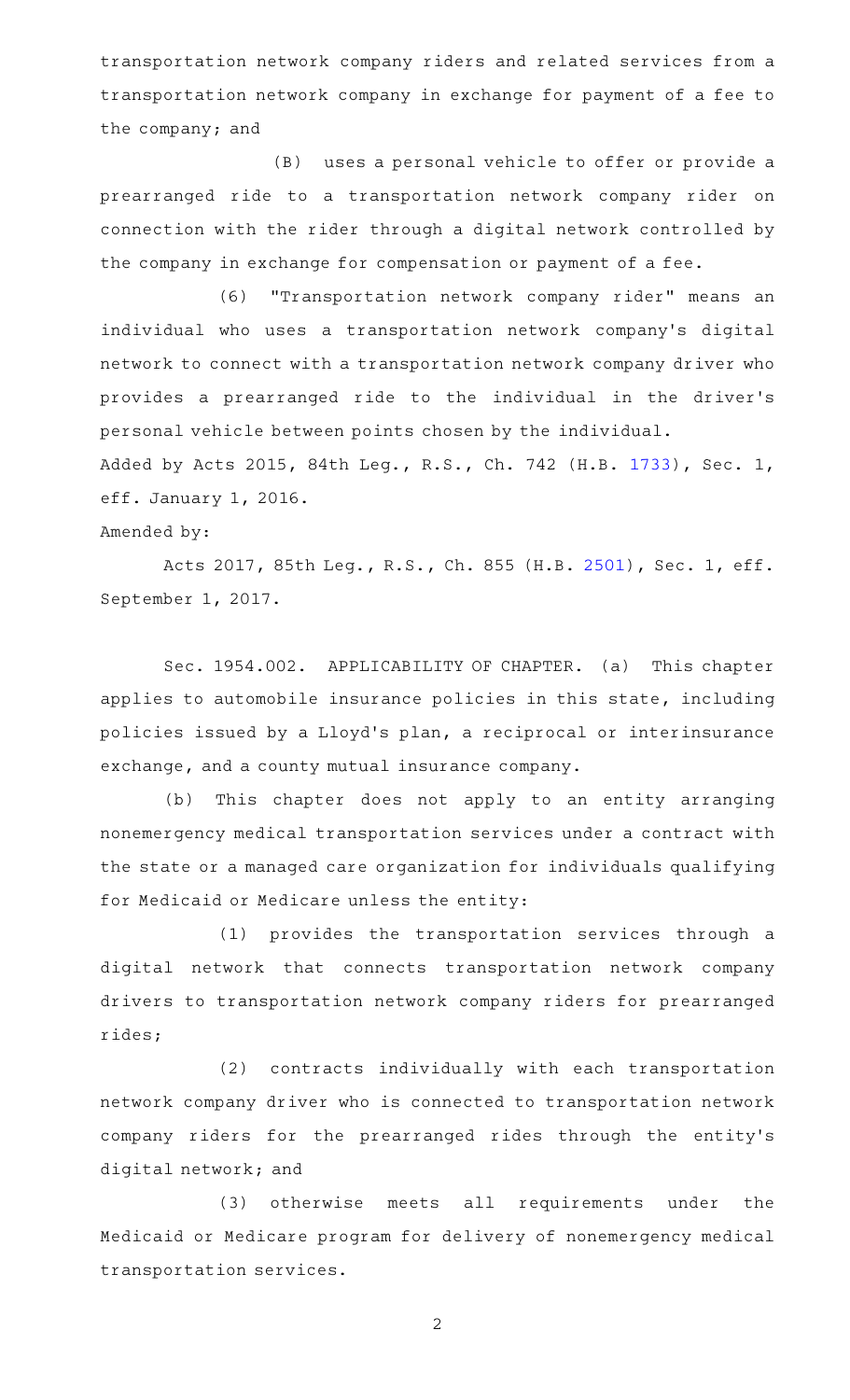transportation network company riders and related services from a transportation network company in exchange for payment of a fee to the company; and

(B) uses a personal vehicle to offer or provide a prearranged ride to a transportation network company rider on connection with the rider through a digital network controlled by the company in exchange for compensation or payment of a fee.

(6) "Transportation network company rider" means an individual who uses a transportation network company's digital network to connect with a transportation network company driver who provides a prearranged ride to the individual in the driver's personal vehicle between points chosen by the individual.

Added by Acts 2015, 84th Leg., R.S., Ch. 742 (H.B. 1733), Sec. 1, eff. January 1, 2016.

Amended by:

Acts 2017, 85th Leg., R.S., Ch. 855 (H.B. 2501), Sec. 1, eff. September 1, 2017.

Sec. 1954.002. APPLICABILITY OF CHAPTER. (a) This chapter applies to automobile insurance policies in this state, including policies issued by a Lloyd's plan, a reciprocal or interinsurance exchange, and a county mutual insurance company.

(b) This chapter does not apply to an entity arranging nonemergency medical transportation services under a contract with the state or a managed care organization for individuals qualifying for Medicaid or Medicare unless the entity:

(1) provides the transportation services through a digital network that connects transportation network company drivers to transportation network company riders for prearranged rides;

(2) contracts individually with each transportation network company driver who is connected to transportation network company riders for the prearranged rides through the entity's digital network; and

(3) otherwise meets all requirements under the Medicaid or Medicare program for delivery of nonemergency medical transportation services.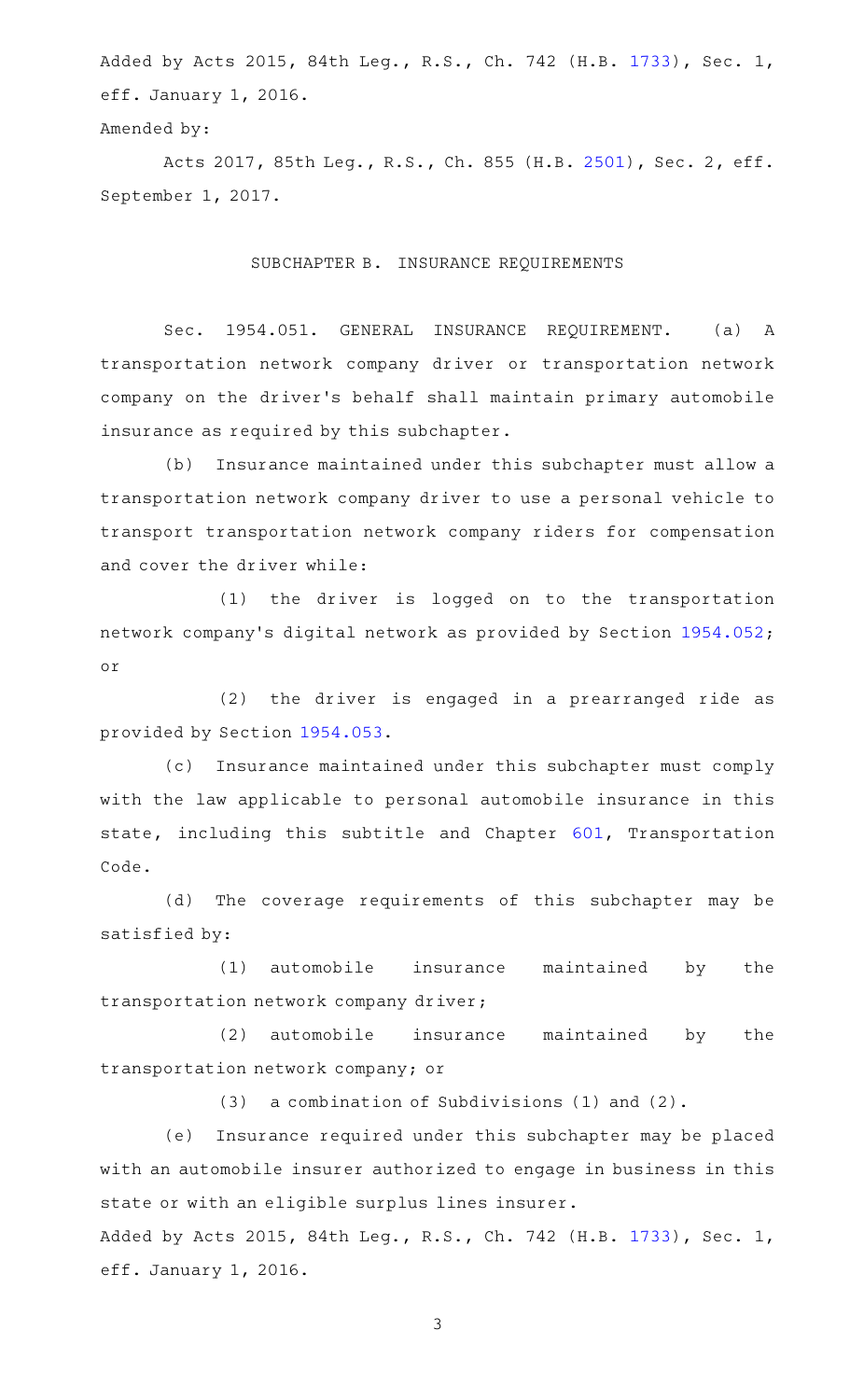Added by Acts 2015, 84th Leg., R.S., Ch. 742 (H.B. 1733), Sec. 1, eff. January 1, 2016.

Amended by:

Acts 2017, 85th Leg., R.S., Ch. 855 (H.B. 2501), Sec. 2, eff. September 1, 2017.

## SUBCHAPTER B. INSURANCE REQUIREMENTS

Sec. 1954.051. GENERAL INSURANCE REQUIREMENT. (a) A transportation network company driver or transportation network company on the driver's behalf shall maintain primary automobile insurance as required by this subchapter.

(b) Insurance maintained under this subchapter must allow a transportation network company driver to use a personal vehicle to transport transportation network company riders for compensation and cover the driver while:

(1) the driver is logged on to the transportation network company's digital network as provided by Section 1954.052; or

(2) the driver is engaged in a prearranged ride as provided by Section 1954.053.

(c) Insurance maintained under this subchapter must comply with the law applicable to personal automobile insurance in this state, including this subtitle and Chapter 601, Transportation Code.

(d) The coverage requirements of this subchapter may be satisfied by:

(1) automobile insurance maintained by the transportation network company driver;

(2) automobile insurance maintained by the transportation network company; or

(3) a combination of Subdivisions (1) and (2).

(e) Insurance required under this subchapter may be placed with an automobile insurer authorized to engage in business in this state or with an eligible surplus lines insurer.

Added by Acts 2015, 84th Leg., R.S., Ch. 742 (H.B. 1733), Sec. 1, eff. January 1, 2016.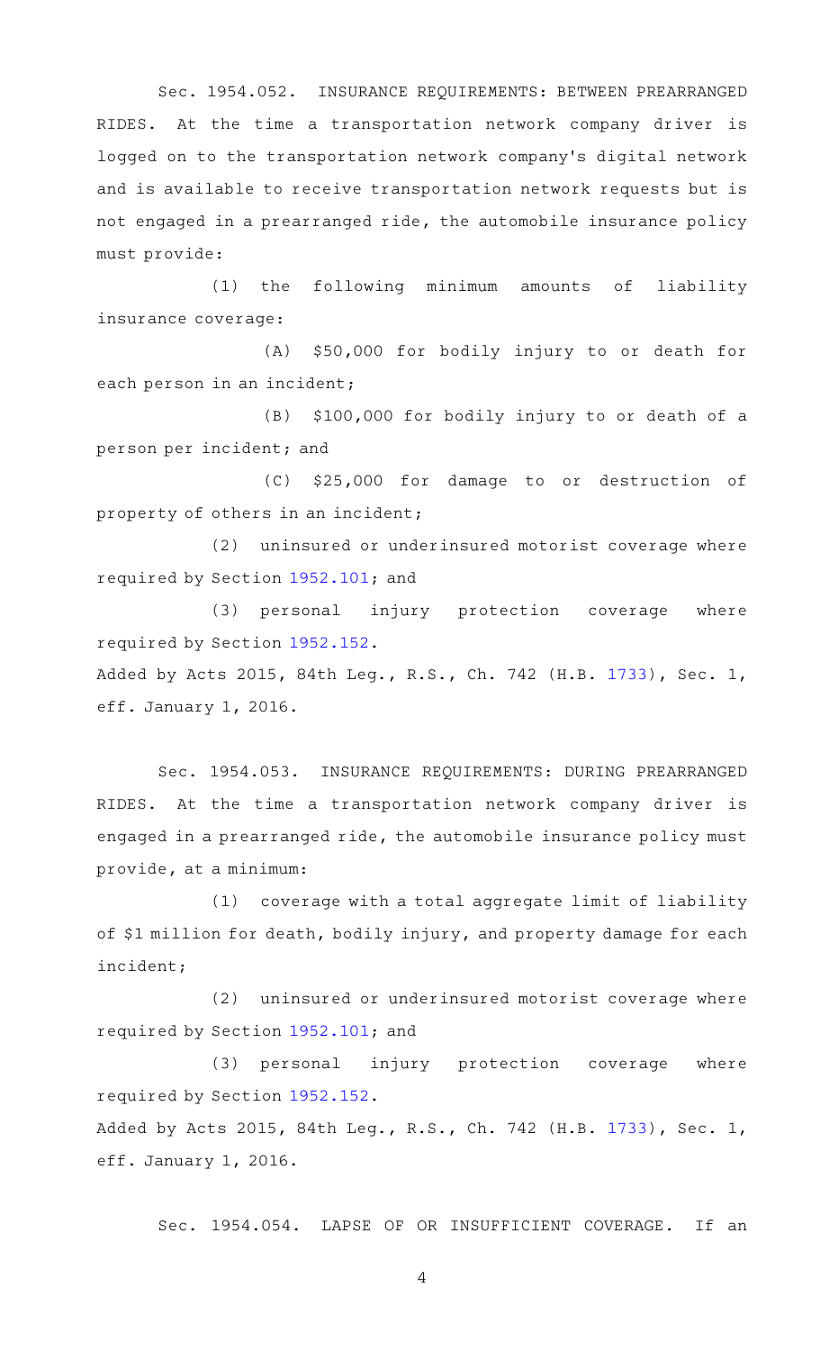Sec. 1954.052. INSURANCE REQUIREMENTS: BETWEEN PREARRANGED RIDES. At the time a transportation network company driver is logged on to the transportation network company's digital network and is available to receive transportation network requests but is not engaged in a prearranged ride, the automobile insurance policy must provide:

(1) the following minimum amounts of liability insurance coverage:

(A) $50,000 for bodily injury to or death for each person in an incident;

(B) $100,000 for bodily injury to or death of a person per incident; and

(C) $25,000 for damage to or destruction of property of others in an incident;

(2) uninsured or underinsured motorist coverage where required by Section 1952.101; and

(3) personal injury protection coverage where required by Section 1952.152.

Added by Acts 2015, 84th Leg., R.S., Ch. 742 (H.B. 1733), Sec. 1, eff. January 1, 2016.

Sec. 1954.053. INSURANCE REQUIREMENTS: DURING PREARRANGED RIDES. At the time a transportation network company driver is engaged in a prearranged ride, the automobile insurance policy must provide, at a minimum:

(1) coverage with a total aggregate limit of liability of $1 million for death, bodily injury, and property damage for each incident;

(2) uninsured or underinsured motorist coverage where required by Section 1952.101; and

(3) personal injury protection coverage where required by Section 1952.152.

Added by Acts 2015, 84th Leg., R.S., Ch. 742 (H.B. 1733), Sec. 1, eff. January 1, 2016.

Sec. 1954.054. LAPSE OF OR INSUFFICIENT COVERAGE. If an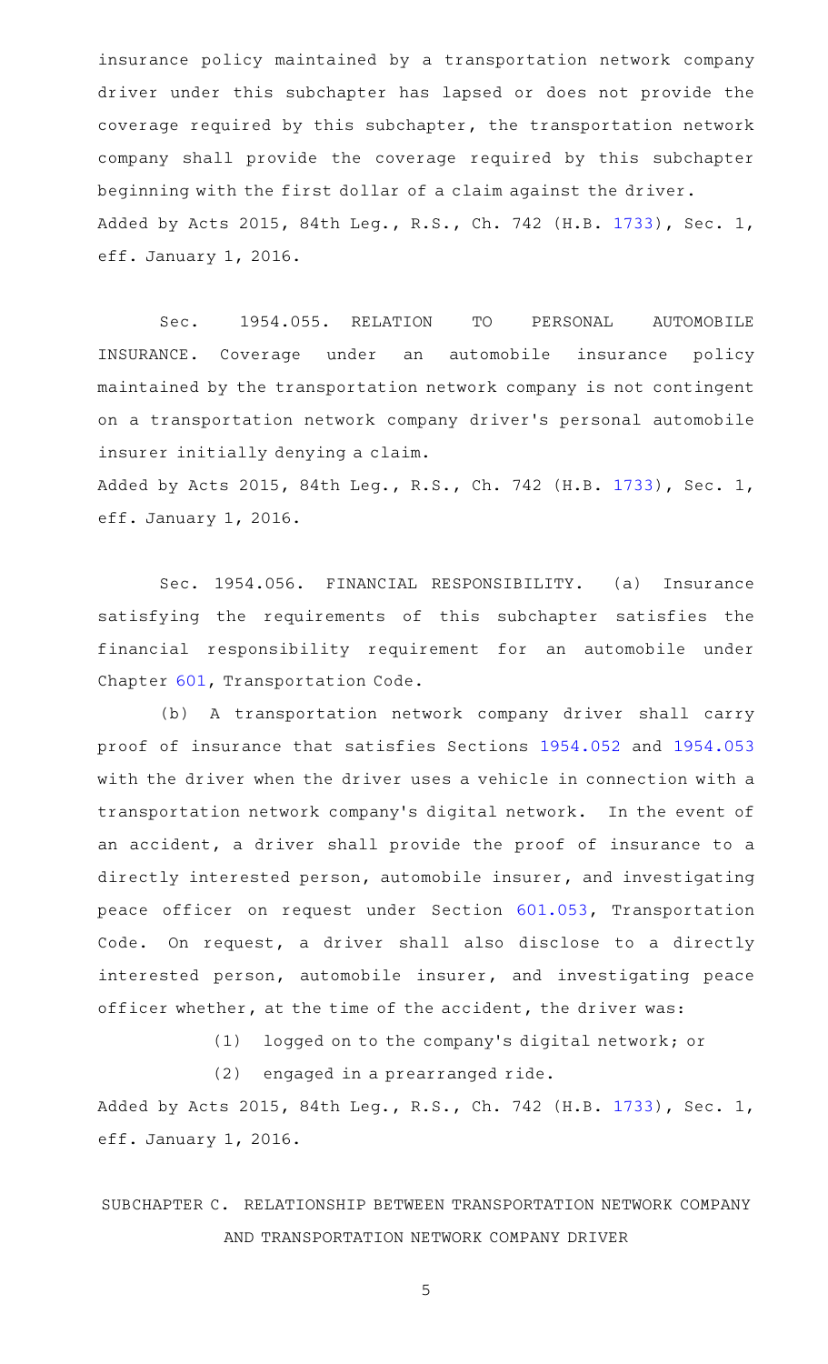insurance policy maintained by a transportation network company driver under this subchapter has lapsed or does not provide the coverage required by this subchapter, the transportation network company shall provide the coverage required by this subchapter beginning with the first dollar of a claim against the driver.
Added by Acts 2015, 84th Leg., R.S., Ch. 742 (H.B. 1733), Sec. 1, eff. January 1, 2016.

Sec. 1954.055. RELATION TO PERSONAL AUTOMOBILE INSURANCE. Coverage under an automobile insurance policy maintained by the transportation network company is not contingent on a transportation network company driver's personal automobile insurer initially denying a claim.
Added by Acts 2015, 84th Leg., R.S., Ch. 742 (H.B. 1733), Sec. 1, eff. January 1, 2016.

Sec. 1954.056. FINANCIAL RESPONSIBILITY. (a) Insurance satisfying the requirements of this subchapter satisfies the financial responsibility requirement for an automobile under Chapter 601, Transportation Code.

(b) A transportation network company driver shall carry proof of insurance that satisfies Sections 1954.052 and 1954.053 with the driver when the driver uses a vehicle in connection with a transportation network company's digital network. In the event of an accident, a driver shall provide the proof of insurance to a directly interested person, automobile insurer, and investigating peace officer on request under Section 601.053, Transportation Code. On request, a driver shall also disclose to a directly interested person, automobile insurer, and investigating peace officer whether, at the time of the accident, the driver was:

(1) logged on to the company's digital network; or

(2) engaged in a prearranged ride.

Added by Acts 2015, 84th Leg., R.S., Ch. 742 (H.B. 1733), Sec. 1, eff. January 1, 2016.

## SUBCHAPTER C. RELATIONSHIP BETWEEN TRANSPORTATION NETWORK COMPANY AND TRANSPORTATION NETWORK COMPANY DRIVER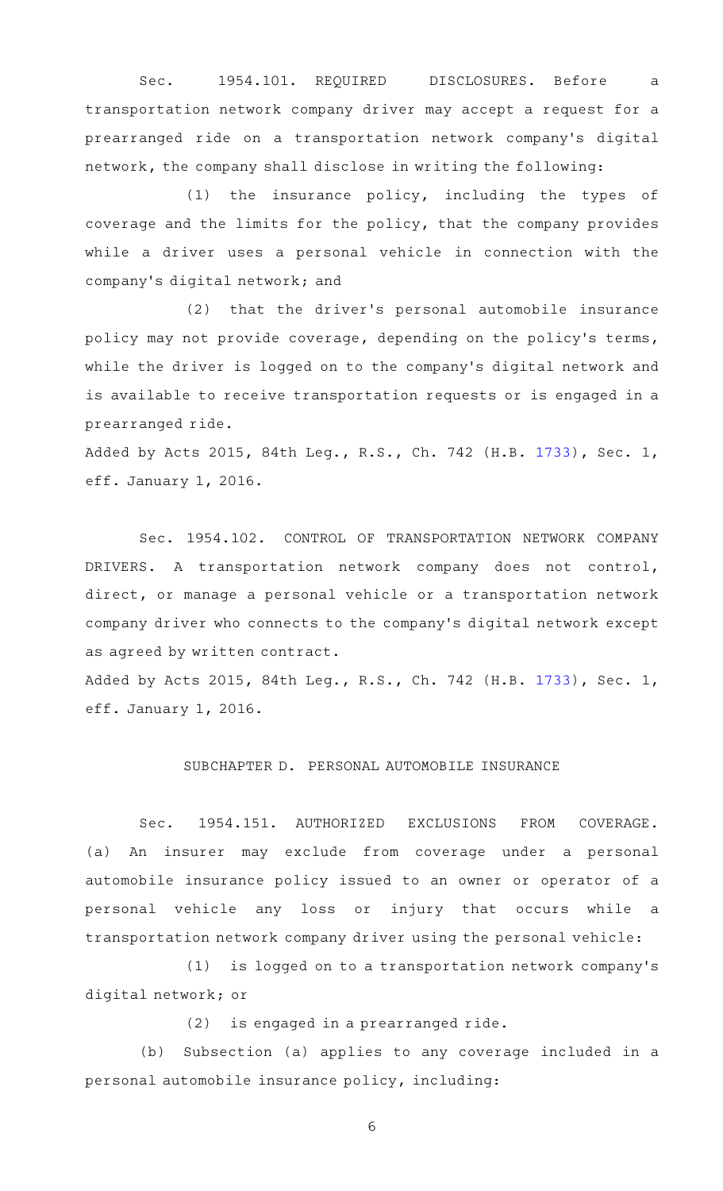Sec. 1954.101. REQUIRED DISCLOSURES. Before a transportation network company driver may accept a request for a prearranged ride on a transportation network company's digital network, the company shall disclose in writing the following:

(1) the insurance policy, including the types of coverage and the limits for the policy, that the company provides while a driver uses a personal vehicle in connection with the company's digital network; and

(2) that the driver's personal automobile insurance policy may not provide coverage, depending on the policy's terms, while the driver is logged on to the company's digital network and is available to receive transportation requests or is engaged in a prearranged ride.

Added by Acts 2015, 84th Leg., R.S., Ch. 742 (H.B. 1733), Sec. 1, eff. January 1, 2016.

Sec. 1954.102. CONTROL OF TRANSPORTATION NETWORK COMPANY DRIVERS. A transportation network company does not control, direct, or manage a personal vehicle or a transportation network company driver who connects to the company's digital network except as agreed by written contract.

Added by Acts 2015, 84th Leg., R.S., Ch. 742 (H.B. 1733), Sec. 1, eff. January 1, 2016.

## SUBCHAPTER D. PERSONAL AUTOMOBILE INSURANCE

Sec. 1954.151. AUTHORIZED EXCLUSIONS FROM COVERAGE. (a) An insurer may exclude from coverage under a personal automobile insurance policy issued to an owner or operator of a personal vehicle any loss or injury that occurs while a transportation network company driver using the personal vehicle:

(1) is logged on to a transportation network company's digital network; or

(2) is engaged in a prearranged ride.

(b) Subsection (a) applies to any coverage included in a personal automobile insurance policy, including: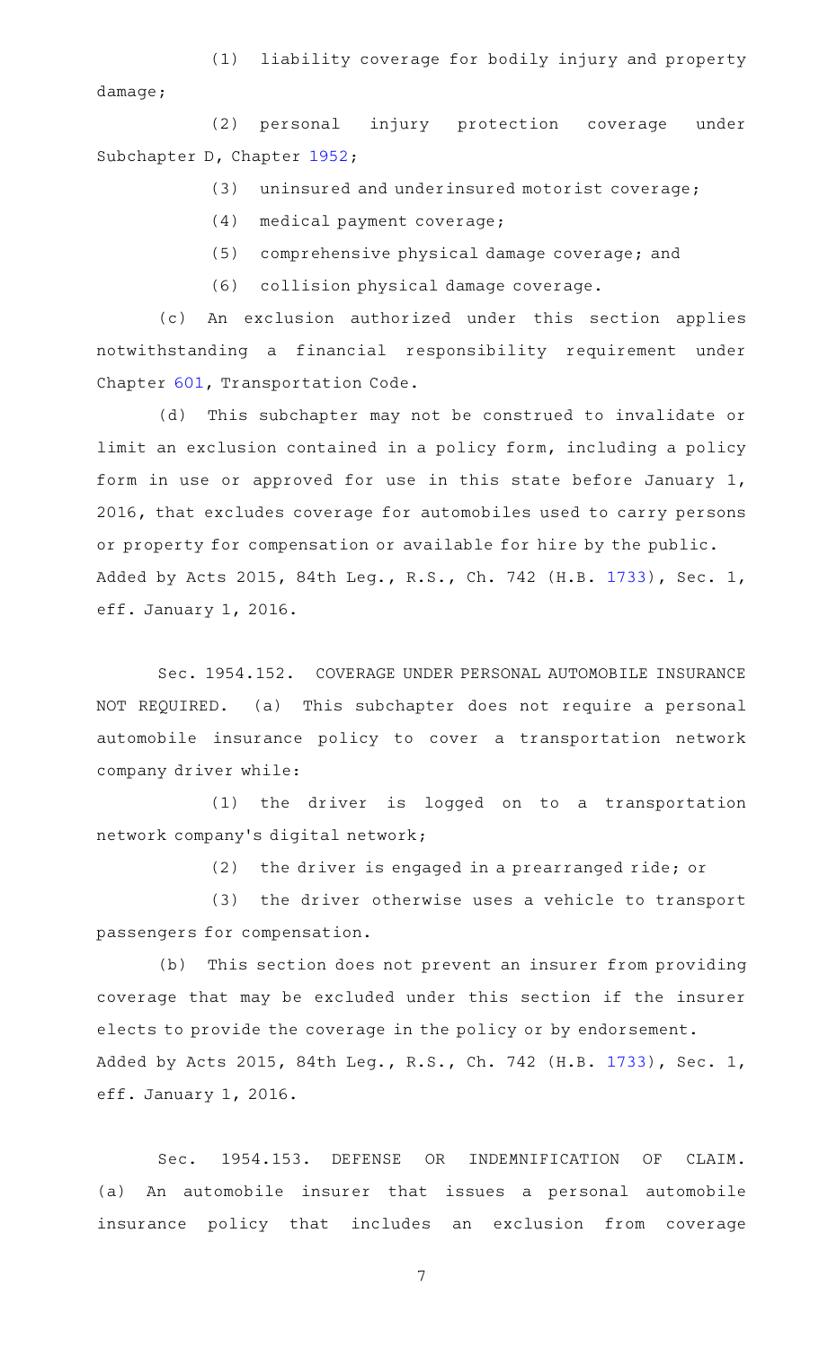(1) liability coverage for bodily injury and property damage;

(2) personal injury protection coverage under Subchapter D, Chapter 1952;

(3) uninsured and underinsured motorist coverage;

(4) medical payment coverage;

(5) comprehensive physical damage coverage; and

(6) collision physical damage coverage.

(c) An exclusion authorized under this section applies notwithstanding a financial responsibility requirement under Chapter 601, Transportation Code.

(d) This subchapter may not be construed to invalidate or limit an exclusion contained in a policy form, including a policy form in use or approved for use in this state before January 1, 2016, that excludes coverage for automobiles used to carry persons or property for compensation or available for hire by the public.

Added by Acts 2015, 84th Leg., R.S., Ch. 742 (H.B. 1733), Sec. 1, eff. January 1, 2016.

Sec. 1954.152. COVERAGE UNDER PERSONAL AUTOMOBILE INSURANCE NOT REQUIRED. (a) This subchapter does not require a personal automobile insurance policy to cover a transportation network company driver while:

(1) the driver is logged on to a transportation network company's digital network;

(2) the driver is engaged in a prearranged ride; or

(3) the driver otherwise uses a vehicle to transport passengers for compensation.

(b) This section does not prevent an insurer from providing coverage that may be excluded under this section if the insurer elects to provide the coverage in the policy or by endorsement.

Added by Acts 2015, 84th Leg., R.S., Ch. 742 (H.B. 1733), Sec. 1, eff. January 1, 2016.

Sec. 1954.153. DEFENSE OR INDEMNIFICATION OF CLAIM. (a) An automobile insurer that issues a personal automobile insurance policy that includes an exclusion from coverage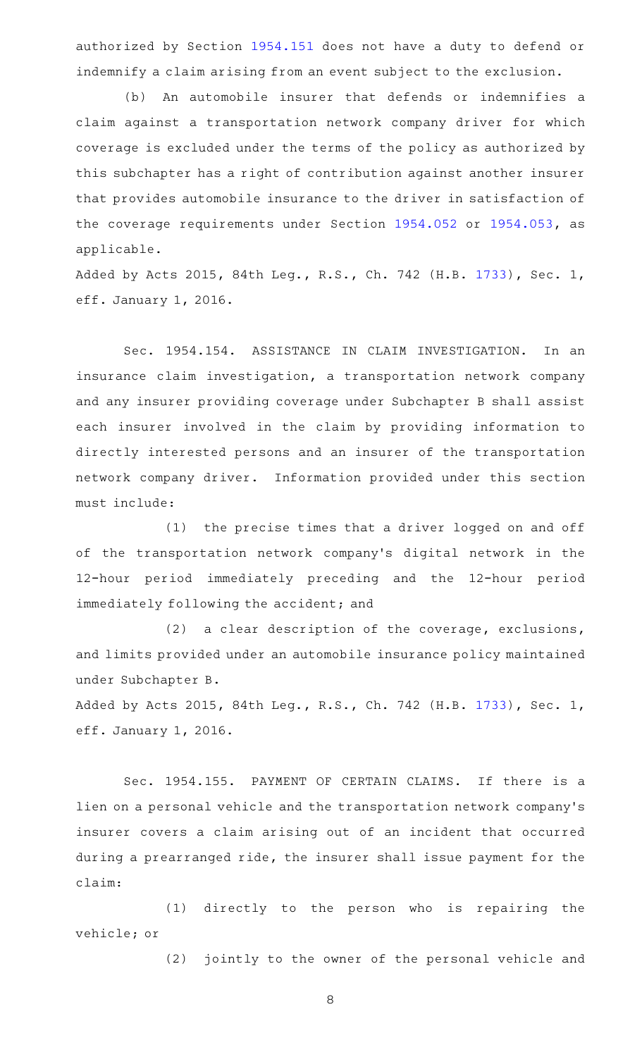authorized by Section 1954.151 does not have a duty to defend or indemnify a claim arising from an event subject to the exclusion.

(b) An automobile insurer that defends or indemnifies a claim against a transportation network company driver for which coverage is excluded under the terms of the policy as authorized by this subchapter has a right of contribution against another insurer that provides automobile insurance to the driver in satisfaction of the coverage requirements under Section 1954.052 or 1954.053, as applicable.

Added by Acts 2015, 84th Leg., R.S., Ch. 742 (H.B. 1733), Sec. 1, eff. January 1, 2016.

Sec. 1954.154. ASSISTANCE IN CLAIM INVESTIGATION. In an insurance claim investigation, a transportation network company and any insurer providing coverage under Subchapter B shall assist each insurer involved in the claim by providing information to directly interested persons and an insurer of the transportation network company driver. Information provided under this section must include:

(1) the precise times that a driver logged on and off of the transportation network company's digital network in the 12-hour period immediately preceding and the 12-hour period immediately following the accident; and

(2) a clear description of the coverage, exclusions, and limits provided under an automobile insurance policy maintained under Subchapter B.

Added by Acts 2015, 84th Leg., R.S., Ch. 742 (H.B. 1733), Sec. 1, eff. January 1, 2016.

Sec. 1954.155. PAYMENT OF CERTAIN CLAIMS. If there is a lien on a personal vehicle and the transportation network company's insurer covers a claim arising out of an incident that occurred during a prearranged ride, the insurer shall issue payment for the claim:

(1) directly to the person who is repairing the vehicle; or

(2) jointly to the owner of the personal vehicle and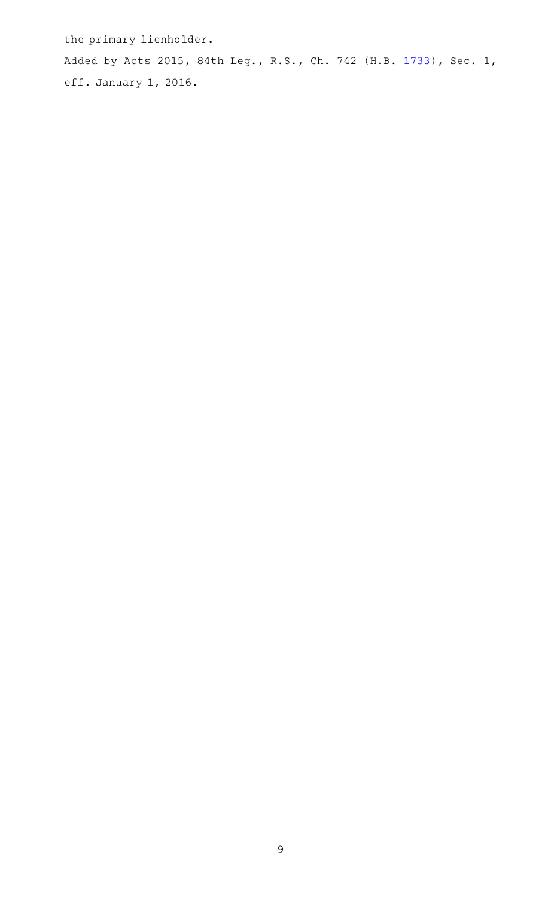the primary lienholder.

Added by Acts 2015, 84th Leg., R.S., Ch. 742 (H.B. 1733), Sec. 1, eff. January 1, 2016.